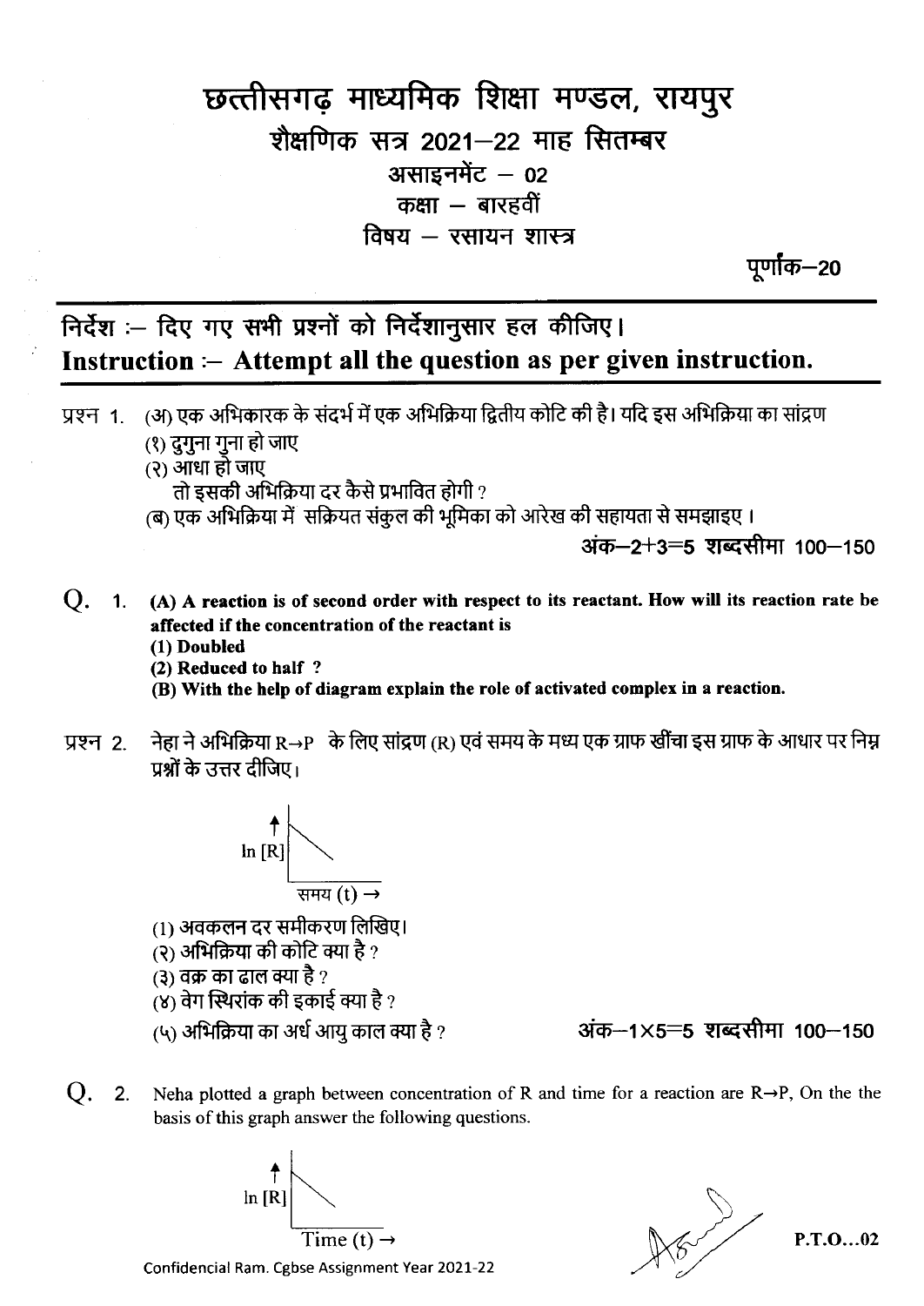# छत्तीसगढ़ माध्यमिक शिक्षा मण्डल, रायपुर

## शैक्षणिक सत्र 2021–22 माह सितम्बर

### असाइनमेंट – 02

### कक्षा – बारहवीं

### विषय – रसायन शास्त्र

**पूर्णांक–20**

---

**निर्देश :– दिए गए सभी प्रश्नों को निर्देशानुसार हल कीजिए।**

**Instruction :– Attempt all the question as per given instruction.**

---

प्रश्न 1. (अ) एक अभिकारक के संदर्भ में एक अभिक्रिया द्वितीय कोटि की है। यदि इस अभिक्रिया का सांद्रण

(१) दुगुना गुना हो जाए

(२) आधा हो जाए

तो इसकी अभिक्रिया दर कैसे प्रभावित होगी ?

(ब) एक अभिक्रिया में सक्रियत संकुल की भूमिका को आरेख की सहायता से समझाइए।

**अंक–2+3=5 शब्दसीमा 100–150**

**Q. 1. (A) A reaction is of second order with respect to its reactant. How will its reaction rate be affected if the concentration of the reactant is**

**(1) Doubled**

**(2) Reduced to half ?**

**(B) With the help of diagram explain the role of activated complex in a reaction.**

प्रश्न 2. नेहा ने अभिक्रिया $R \rightarrow P$ के लिए सांद्रण (R) एवं समय के मध्य एक ग्राफ खींचा इस ग्राफ के आधार पर निम्न प्रश्नों के उत्तर दीजिए।

(ग्राफ: y-अक्ष $\ln [R]$, x-अक्ष समय (t) →, सीधी रेखा नीचे की ओर ढलान)

(१) अवकलन दर समीकरण लिखिए।

(२) अभिक्रिया की कोटि क्या है ?

(३) वक्र का ढाल क्या है ?

(४) वेग स्थिरांक की इकाई क्या है ?

(५) अभिक्रिया का अर्ध आयु काल क्या है ?

**अंक–1×5=5 शब्दसीमा 100–150**

Q. 2. Neha plotted a graph between concentration of R and time for a reaction are $R \rightarrow P$, On the the basis of this graph answer the following questions.

(Graph: y-axis $\ln [R]$, x-axis Time (t) →, straight line with negative slope)

P.T.O...02

Confidencial Ram. Cgbse Assignment Year 2021-22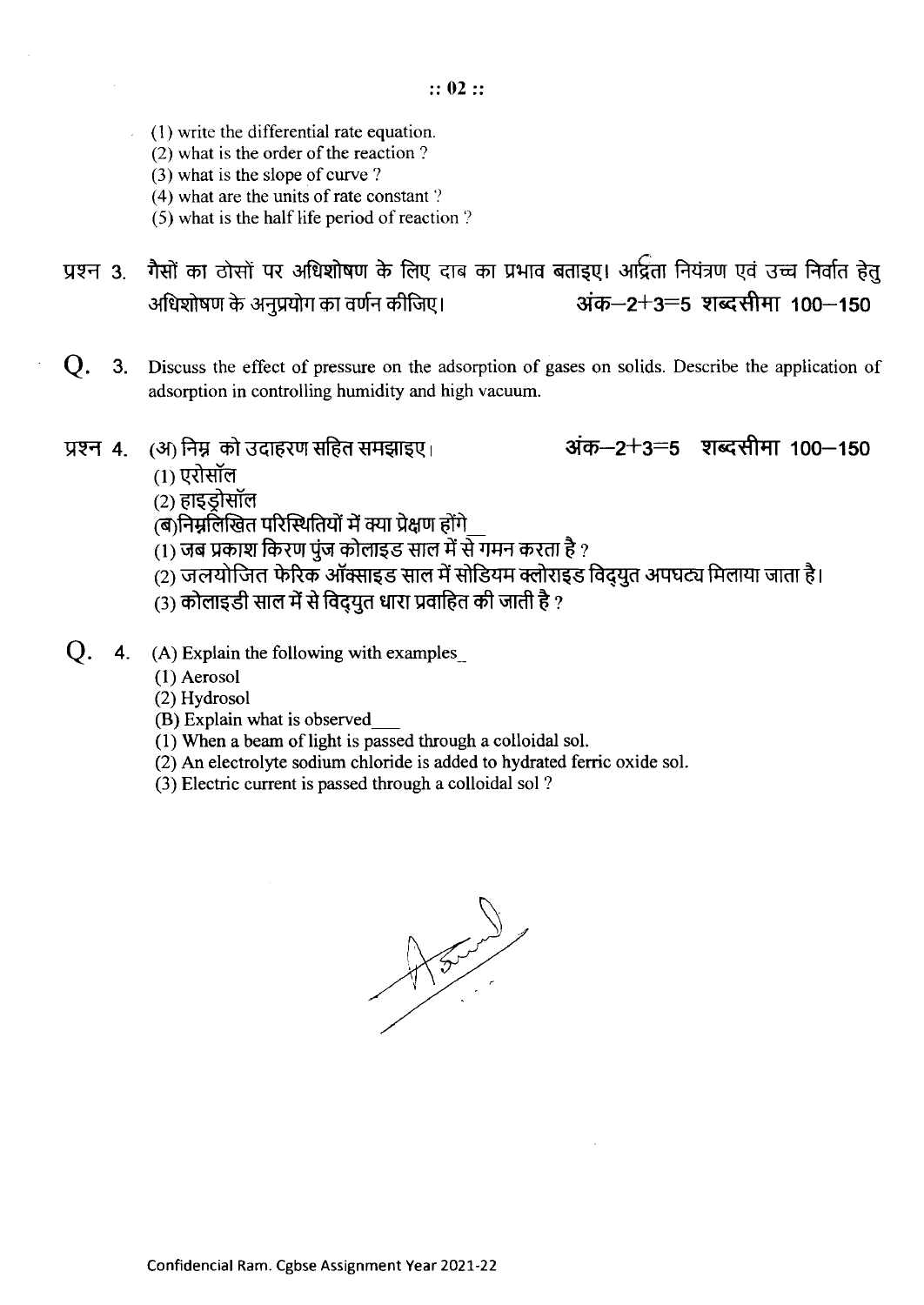(1) write the differential rate equation.
(2) what is the order of the reaction ?
(3) what is the slope of curve ?
(4) what are the units of rate constant ?
(5) what is the half life period of reaction ?

**प्रश्न 3.** गैसों का ठोसों पर अधिशोषण के लिए दाब का प्रभाव बताइए। आर्द्रता नियंत्रण एवं उच्च निर्वात हेतु अधिशोषण के अनुप्रयोग का वर्णन कीजिए। **अंक–2+3=5 शब्दसीमा 100–150**

**Q. 3.** Discuss the effect of pressure on the adsorption of gases on solids. Describe the application of adsorption in controlling humidity and high vacuum.

**प्रश्न 4.** (अ) निम्न को उदाहरण सहित समझाइए। **अंक–2+3=5 शब्दसीमा 100–150**

(1) एरोसॉल
(2) हाइड्रोसॉल

(ब) निम्नलिखित परिस्थितियों में क्या प्रेक्षण होंगे

(1) जब प्रकाश किरण पुंज कोलाइड साल में से गमन करता है ?
(2) जलयोजित फेरिक ऑक्साइड साल में सोडियम क्लोराइड विद्युत अपघट्य मिलाया जाता है।
(3) कोलाइडी साल में से विद्युत धारा प्रवाहित की जाती है ?

**Q. 4.** (A) Explain the following with examples

(1) Aerosol
(2) Hydrosol

(B) Explain what is observed

(1) When a beam of light is passed through a colloidal sol.
(2) An electrolyte sodium chloride is added to hydrated ferric oxide sol.
(3) Electric current is passed through a colloidal sol ?